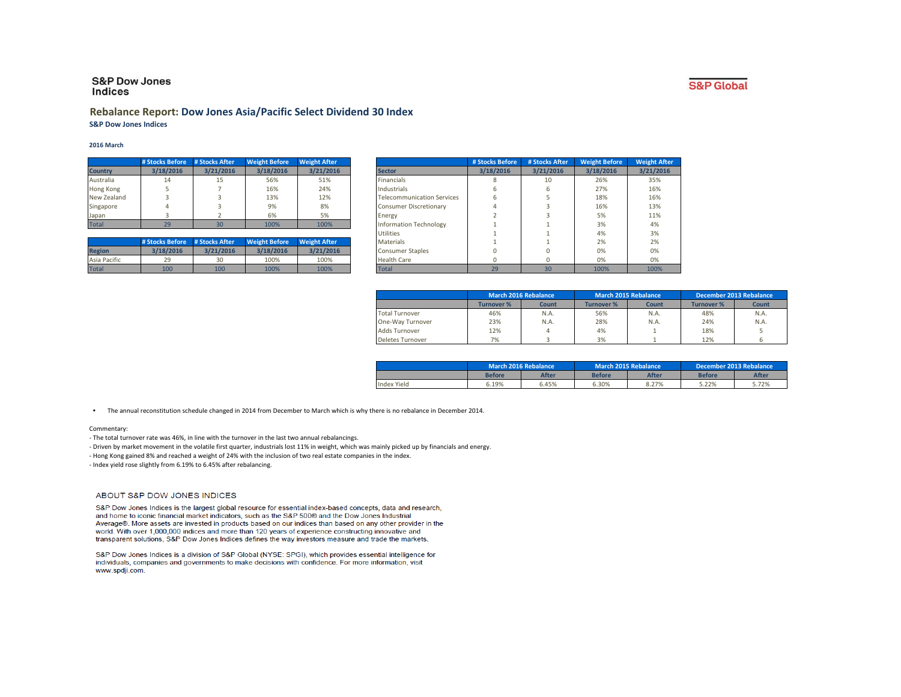S&P Dow Jones Indices

S&P Global

# Rebalance Report: Dow Jones Asia/Pacific Select Dividend 30 Index

**S&P Dow Jones Indices**

**2016 March**

| Country | # Stocks Before 3/18/2016 | # Stocks After 3/21/2016 | Weight Before 3/18/2016 | Weight After 3/21/2016 |
|---|---|---|---|---|
| Australia | 14 | 15 | 56% | 51% |
| Hong Kong | 5 | 7 | 16% | 24% |
| New Zealand | 3 | 3 | 13% | 12% |
| Singapore | 4 | 3 | 9% | 8% |
| Japan | 3 | 2 | 6% | 5% |
| Total | 29 | 30 | 100% | 100% |

| Region | # Stocks Before 3/18/2016 | # Stocks After 3/21/2016 | Weight Before 3/18/2016 | Weight After 3/21/2016 |
|---|---|---|---|---|
| Asia Pacific | 29 | 30 | 100% | 100% |
| Total | 100 | 100 | 100% | 100% |

| Sector | # Stocks Before 3/18/2016 | # Stocks After 3/21/2016 | Weight Before 3/18/2016 | Weight After 3/21/2016 |
|---|---|---|---|---|
| Financials | 8 | 10 | 26% | 35% |
| Industrials | 6 | 6 | 27% | 16% |
| Telecommunication Services | 6 | 5 | 18% | 16% |
| Consumer Discretionary | 4 | 3 | 16% | 13% |
| Energy | 2 | 3 | 5% | 11% |
| Information Technology | 1 | 1 | 3% | 4% |
| Utilities | 1 | 1 | 4% | 3% |
| Materials | 1 | 1 | 2% | 2% |
| Consumer Staples | 0 | 0 | 0% | 0% |
| Health Care | 0 | 0 | 0% | 0% |
| Total | 29 | 30 | 100% | 100% |

| | March 2016 Rebalance | | March 2015 Rebalance | | December 2013 Rebalance | |
|---|---|---|---|---|---|---|
| | Turnover % | Count | Turnover % | Count | Turnover % | Count |
| Total Turnover | 46% | N.A. | 56% | N.A. | 48% | N.A. |
| One-Way Turnover | 23% | N.A. | 28% | N.A. | 24% | N.A. |
| Adds Turnover | 12% | 4 | 4% | 1 | 18% | 5 |
| Deletes Turnover | 7% | 3 | 3% | 1 | 12% | 6 |

| | March 2016 Rebalance | | March 2015 Rebalance | | December 2013 Rebalance | |
|---|---|---|---|---|---|---|
| | Before | After | Before | After | Before | After |
| Index Yield | 6.19% | 6.45% | 6.30% | 8.27% | 5.22% | 5.72% |

- The annual reconstitution schedule changed in 2014 from December to March which is why there is no rebalance in December 2014.

Commentary:
- The total turnover rate was 46%, in line with the turnover in the last two annual rebalancings.
- Driven by market movement in the volatile first quarter, industrials lost 11% in weight, which was mainly picked up by financials and energy.
- Hong Kong gained 8% and reached a weight of 24% with the inclusion of two real estate companies in the index.
- Index yield rose slightly from 6.19% to 6.45% after rebalancing.

## ABOUT S&P DOW JONES INDICES

S&P Dow Jones Indices is the largest global resource for essential index-based concepts, data and research, and home to iconic financial market indicators, such as the S&P 500® and the Dow Jones Industrial Average®. More assets are invested in products based on our indices than based on any other provider in the world. With over 1,000,000 indices and more than 120 years of experience constructing innovative and transparent solutions, S&P Dow Jones Indices defines the way investors measure and trade the markets.

S&P Dow Jones Indices is a division of S&P Global (NYSE: SPGI), which provides essential intelligence for individuals, companies and governments to make decisions with confidence. For more information, visit www.spdji.com.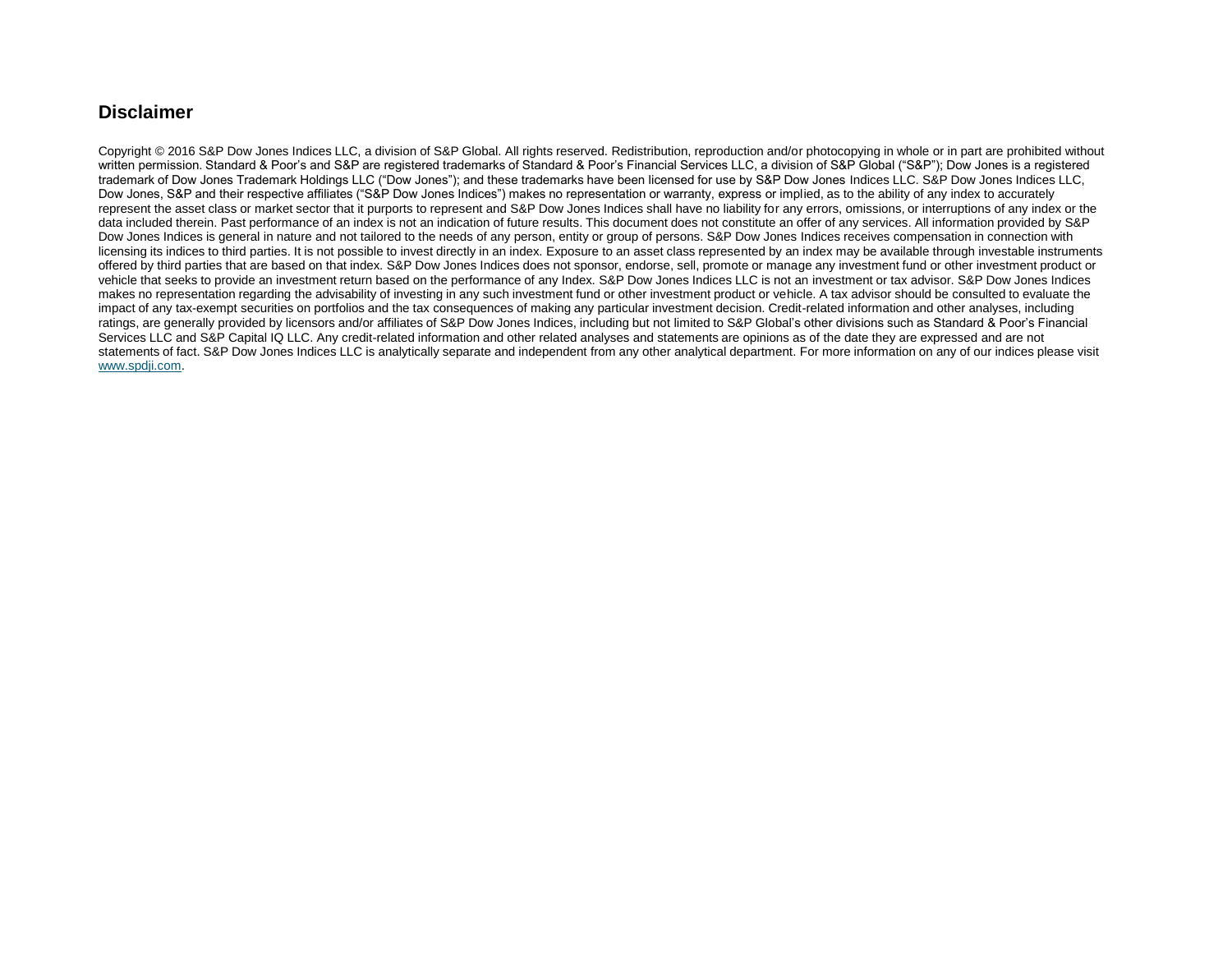## Disclaimer

Copyright © 2016 S&P Dow Jones Indices LLC, a division of S&P Global. All rights reserved. Redistribution, reproduction and/or photocopying in whole or in part are prohibited without written permission. Standard & Poor's and S&P are registered trademarks of Standard & Poor's Financial Services LLC, a division of S&P Global ("S&P"); Dow Jones is a registered trademark of Dow Jones Trademark Holdings LLC ("Dow Jones"); and these trademarks have been licensed for use by S&P Dow Jones Indices LLC. S&P Dow Jones Indices LLC, Dow Jones, S&P and their respective affiliates ("S&P Dow Jones Indices") makes no representation or warranty, express or implied, as to the ability of any index to accurately represent the asset class or market sector that it purports to represent and S&P Dow Jones Indices shall have no liability for any errors, omissions, or interruptions of any index or the data included therein. Past performance of an index is not an indication of future results. This document does not constitute an offer of any services. All information provided by S&P Dow Jones Indices is general in nature and not tailored to the needs of any person, entity or group of persons. S&P Dow Jones Indices receives compensation in connection with licensing its indices to third parties. It is not possible to invest directly in an index. Exposure to an asset class represented by an index may be available through investable instruments offered by third parties that are based on that index. S&P Dow Jones Indices does not sponsor, endorse, sell, promote or manage any investment fund or other investment product or vehicle that seeks to provide an investment return based on the performance of any Index. S&P Dow Jones Indices LLC is not an investment or tax advisor. S&P Dow Jones Indices makes no representation regarding the advisability of investing in any such investment fund or other investment product or vehicle. A tax advisor should be consulted to evaluate the impact of any tax-exempt securities on portfolios and the tax consequences of making any particular investment decision. Credit-related information and other analyses, including ratings, are generally provided by licensors and/or affiliates of S&P Dow Jones Indices, including but not limited to S&P Global's other divisions such as Standard & Poor's Financial Services LLC and S&P Capital IQ LLC. Any credit-related information and other related analyses and statements are opinions as of the date they are expressed and are not statements of fact. S&P Dow Jones Indices LLC is analytically separate and independent from any other analytical department. For more information on any of our indices please visit www.spdji.com.